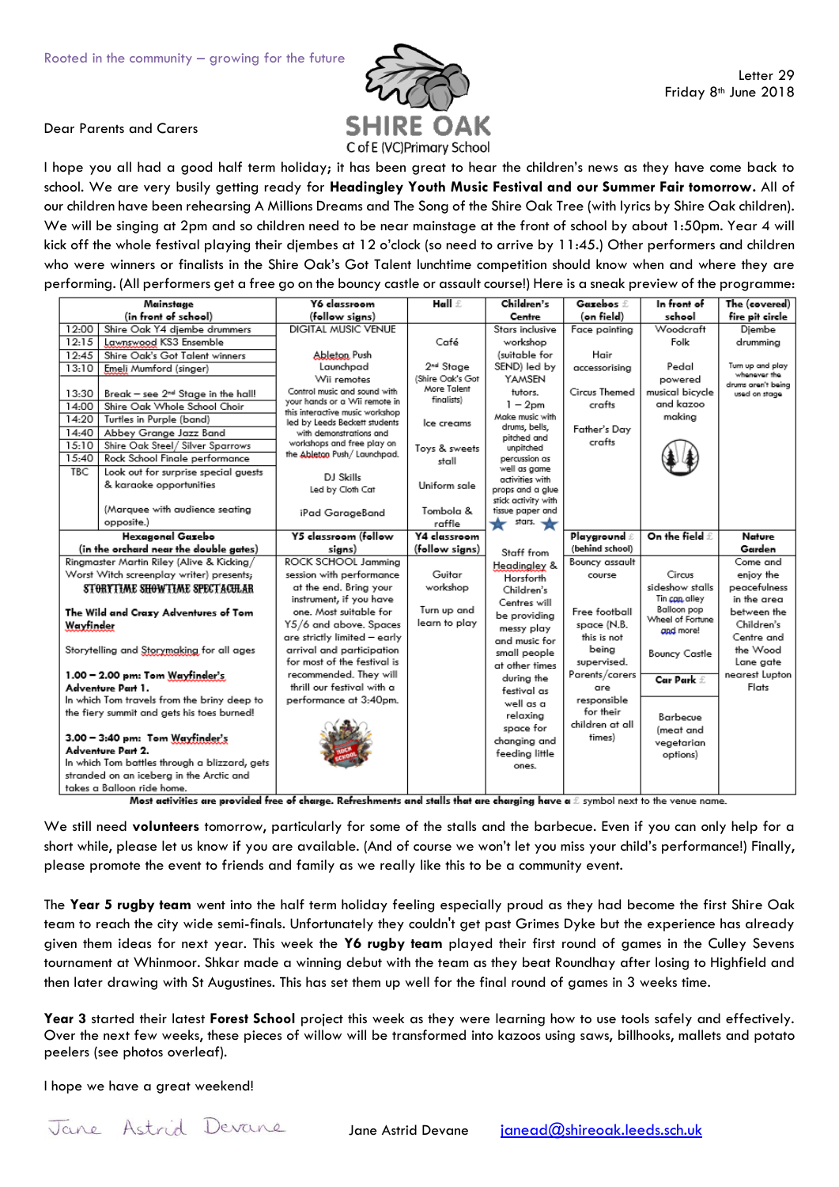Rooted in the community – growing for the future

**SHIRE OAK**
C of E (VC) Primary School

Letter 29
Friday 8th June 2018

Dear Parents and Carers

I hope you all had a good half term holiday; it has been great to hear the children's news as they have come back to school. We are very busily getting ready for **Headingley Youth Music Festival and our Summer Fair tomorrow.** All of our children have been rehearsing A Millions Dreams and The Song of the Shire Oak Tree (with lyrics by Shire Oak children). We will be singing at 2pm and so children need to be near mainstage at the front of school by about 1:50pm. Year 4 will kick off the whole festival playing their djembes at 12 o'clock (so need to arrive by 11:45.) Other performers and children who were winners or finalists in the Shire Oak's Got Talent lunchtime competition should know when and where they are performing. (All performers get a free go on the bouncy castle or assault course!) Here is a sneak preview of the programme:

| Mainstage (in front of school) | Y6 classroom (follow signs) | Hall £ | Children's Centre | Gazebos £ (on field) | In front of school | The (covered) fire pit circle |
|---|---|---|---|---|---|---|
| 12:00 Shire Oak Y4 djembe drummers<br>12:15 Lawnswood KS3 Ensemble<br>12:45 Shire Oak's Got Talent winners<br>13:10 Emeli Mumford (singer)<br>13:30 Break – see 2nd Stage in the hall!<br>14:00 Shire Oak Whole School Choir<br>14:20 Turtles in Purple (band)<br>14:40 Abbey Grange Jazz Band<br>15:10 Shire Oak Steel/ Silver Sparrows<br>15:40 Rock School Finale performance<br>TBC Look out for surprise special guests & karaoke opportunities<br>(Marquee with audience seating opposite.) | DIGITAL MUSIC VENUE<br>Ableton Push Launchpad<br>Wii remotes<br>Control music and sound with your hands or a Wii remote in this interactive music workshop led by Leeds Beckett students with demonstrations and workshops and free play on the Ableton Push/ Launchpad.<br>DJ Skills<br>Led by Cloth Cat<br>iPad GarageBand | Café<br>2nd Stage (Shire Oak's Got More Talent finalists)<br>Ice creams<br>Toys & sweets stall<br>Uniform sale<br>Tombola & raffle | Stars inclusive workshop (suitable for SEND) led by YAMSEN tutors.<br>1 – 2pm<br>Make music with drums, bells, pitched and unpitched percussion as well as game activities with props and a glue stick activity with tissue paper and stars. | Face painting<br>Hair accessorising<br>Circus Themed crafts<br>Father's Day crafts | Woodcraft Folk<br>Pedal powered musical bicycle and kazoo making | Djembe drumming<br>Turn up and play whenever the drums aren't being used on stage |
| **Hexagonal Gazebo (in the orchard near the double gates)** | **Y5 classroom (follow signs)** | **Y4 classroom (follow signs)** | | **Playground £ (behind school)** | **On the field £** | **Nature Garden** |
| Ringmaster Martin Riley (Alive & Kicking/ Worst Witch screenplay writer) presents;<br>STORYTIME SHOWTIME SPECTACULAR<br>**The Wild and Crazy Adventures of Tom Wayfinder**<br>Storytelling and Storymaking for all ages<br>**1.00 – 2.00 pm: Tom Wayfinder's Adventure Part 1.**<br>In which Tom travels from the briny deep to the fiery summit and gets his toes burned!<br>**3.00 – 3:40 pm: Tom Wayfinder's Adventure Part 2.**<br>In which Tom battles through a blizzard, gets stranded on an iceberg in the Arctic and takes a Balloon ride home. | ROCK SCHOOL Jamming session with performance at the end. Bring your instrument, if you have one. Most suitable for Y5/6 and above. Spaces are strictly limited – early arrival and participation for most of the festival is recommended. They will thrill our festival with a performance at 3:40pm. | Guitar workshop<br>Turn up and learn to play | Staff from Headingley & Horsforth Children's Centres will be providing messy play and music for small people at other times during the festival as well as a relaxing space for changing and feeding little ones. | Bouncy assault course<br>Free football space (N.B. this is not being supervised. Parents/carers are responsible for their children at all times) | Circus sideshow stalls<br>Tin can alley<br>Balloon pop<br>Wheel of Fortune and more!<br>Bouncy Castle<br>**Car Park £**<br>Barbecue (meat and vegetarian options) | Come and enjoy the peacefulness in the area between the Children's Centre and the Wood Lane gate nearest Lupton Flats |

**Most activities are provided free of charge. Refreshments and stalls that are charging have a £ symbol next to the venue name.**

We still need **volunteers** tomorrow, particularly for some of the stalls and the barbecue. Even if you can only help for a short while, please let us know if you are available. (And of course we won't let you miss your child's performance!) Finally, please promote the event to friends and family as we really like this to be a community event.

The **Year 5 rugby team** went into the half term holiday feeling especially proud as they had become the first Shire Oak team to reach the city wide semi-finals. Unfortunately they couldn't get past Grimes Dyke but the experience has already given them ideas for next year. This week the **Y6 rugby team** played their first round of games in the Culley Sevens tournament at Whinmoor. Shkar made a winning debut with the team as they beat Roundhay after losing to Highfield and then later drawing with St Augustines. This has set them up well for the final round of games in 3 weeks time.

**Year 3** started their latest **Forest School** project this week as they were learning how to use tools safely and effectively. Over the next few weeks, these pieces of willow will be transformed into kazoos using saws, billhooks, mallets and potato peelers (see photos overleaf).

I hope we have a great weekend!

Jane Astrid Devane

Jane Astrid Devane janead@shireoak.leeds.sch.uk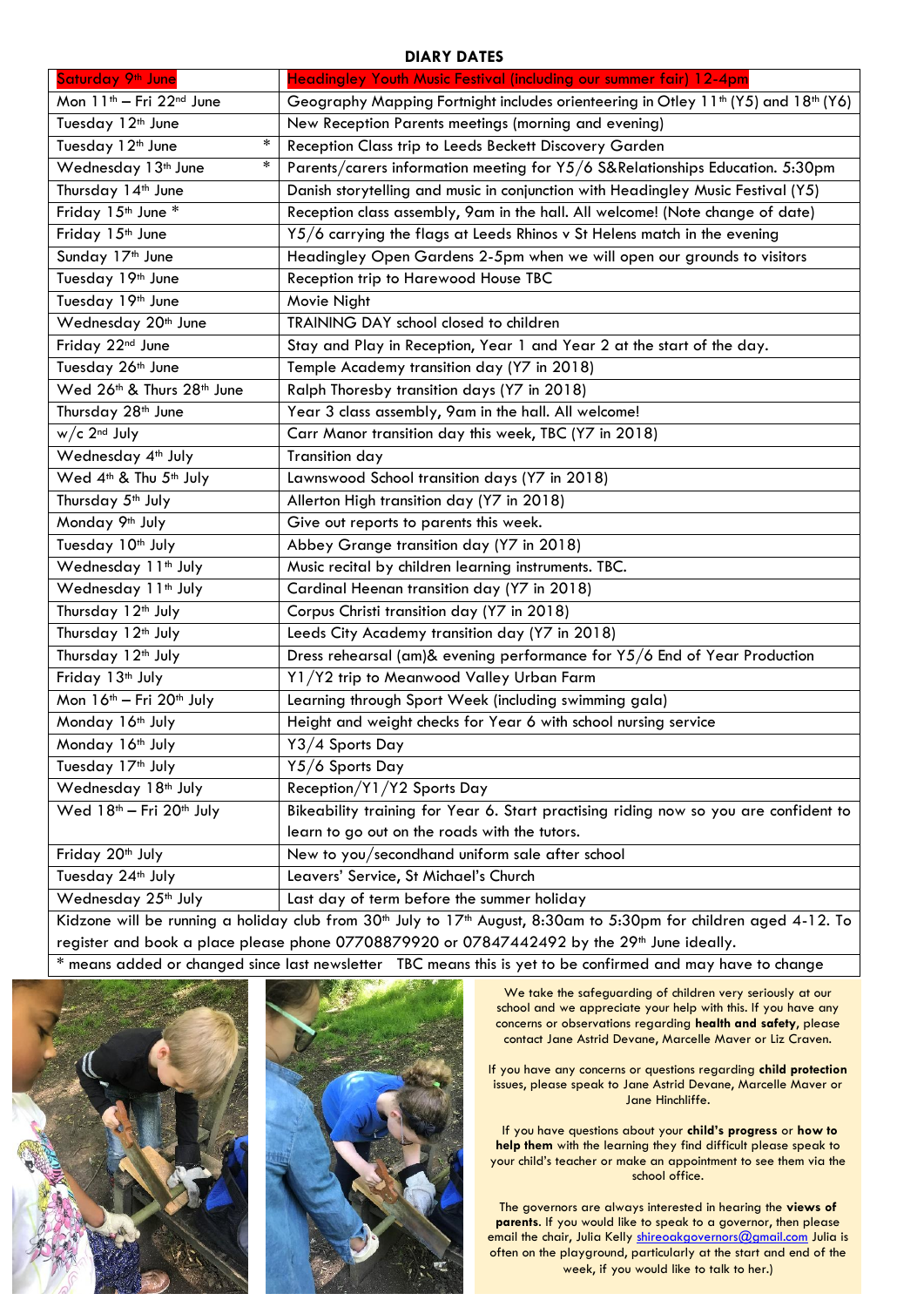**DIARY DATES**

| | |
|---|---|
| Saturday 9th June | Headingley Youth Music Festival (including our summer fair) 12-4pm |
| Mon 11th – Fri 22nd June | Geography Mapping Fortnight includes orienteering in Otley 11th (Y5) and 18th (Y6) |
| Tuesday 12th June | New Reception Parents meetings (morning and evening) |
| Tuesday 12th June * | Reception Class trip to Leeds Beckett Discovery Garden |
| Wednesday 13th June * | Parents/carers information meeting for Y5/6 S&Relationships Education. 5:30pm |
| Thursday 14th June | Danish storytelling and music in conjunction with Headingley Music Festival (Y5) |
| Friday 15th June * | Reception class assembly, 9am in the hall. All welcome! (Note change of date) |
| Friday 15th June | Y5/6 carrying the flags at Leeds Rhinos v St Helens match in the evening |
| Sunday 17th June | Headingley Open Gardens 2-5pm when we will open our grounds to visitors |
| Tuesday 19th June | Reception trip to Harewood House TBC |
| Tuesday 19th June | Movie Night |
| Wednesday 20th June | TRAINING DAY school closed to children |
| Friday 22nd June | Stay and Play in Reception, Year 1 and Year 2 at the start of the day. |
| Tuesday 26th June | Temple Academy transition day (Y7 in 2018) |
| Wed 26th & Thurs 28th June | Ralph Thoresby transition days (Y7 in 2018) |
| Thursday 28th June | Year 3 class assembly, 9am in the hall. All welcome! |
| w/c 2nd July | Carr Manor transition day this week, TBC (Y7 in 2018) |
| Wednesday 4th July | Transition day |
| Wed 4th & Thu 5th July | Lawnswood School transition days (Y7 in 2018) |
| Thursday 5th July | Allerton High transition day (Y7 in 2018) |
| Monday 9th July | Give out reports to parents this week. |
| Tuesday 10th July | Abbey Grange transition day (Y7 in 2018) |
| Wednesday 11th July | Music recital by children learning instruments. TBC. |
| Wednesday 11th July | Cardinal Heenan transition day (Y7 in 2018) |
| Thursday 12th July | Corpus Christi transition day (Y7 in 2018) |
| Thursday 12th July | Leeds City Academy transition day (Y7 in 2018) |
| Thursday 12th July | Dress rehearsal (am)& evening performance for Y5/6 End of Year Production |
| Friday 13th July | Y1/Y2 trip to Meanwood Valley Urban Farm |
| Mon 16th – Fri 20th July | Learning through Sport Week (including swimming gala) |
| Monday 16th July | Height and weight checks for Year 6 with school nursing service |
| Monday 16th July | Y3/4 Sports Day |
| Tuesday 17th July | Y5/6 Sports Day |
| Wednesday 18th July | Reception/Y1/Y2 Sports Day |
| Wed 18th – Fri 20th July | Bikeability training for Year 6. Start practising riding now so you are confident to learn to go out on the roads with the tutors. |
| Friday 20th July | New to you/secondhand uniform sale after school |
| Tuesday 24th July | Leavers' Service, St Michael's Church |
| Wednesday 25th July | Last day of term before the summer holiday |

Kidzone will be running a holiday club from 30th July to 17th August, 8:30am to 5:30pm for children aged 4-12. To register and book a place please phone 07708879920 or 07847442492 by the 29th June ideally.

* means added or changed since last newsletter TBC means this is yet to be confirmed and may have to change

We take the safeguarding of children very seriously at our school and we appreciate your help with this. If you have any concerns or observations regarding **health and safety**, please contact Jane Astrid Devane, Marcelle Maver or Liz Craven.

If you have any concerns or questions regarding **child protection** issues, please speak to Jane Astrid Devane, Marcelle Maver or Jane Hinchliffe.

If you have questions about your **child's progress** or **how to help them** with the learning they find difficult please speak to your child's teacher or make an appointment to see them via the school office.

The governors are always interested in hearing the **views of parents.** If you would like to speak to a governor, then please email the chair, Julia Kelly shireoakgovernors@gmail.com Julia is often on the playground, particularly at the start and end of the week, if you would like to talk to her.)